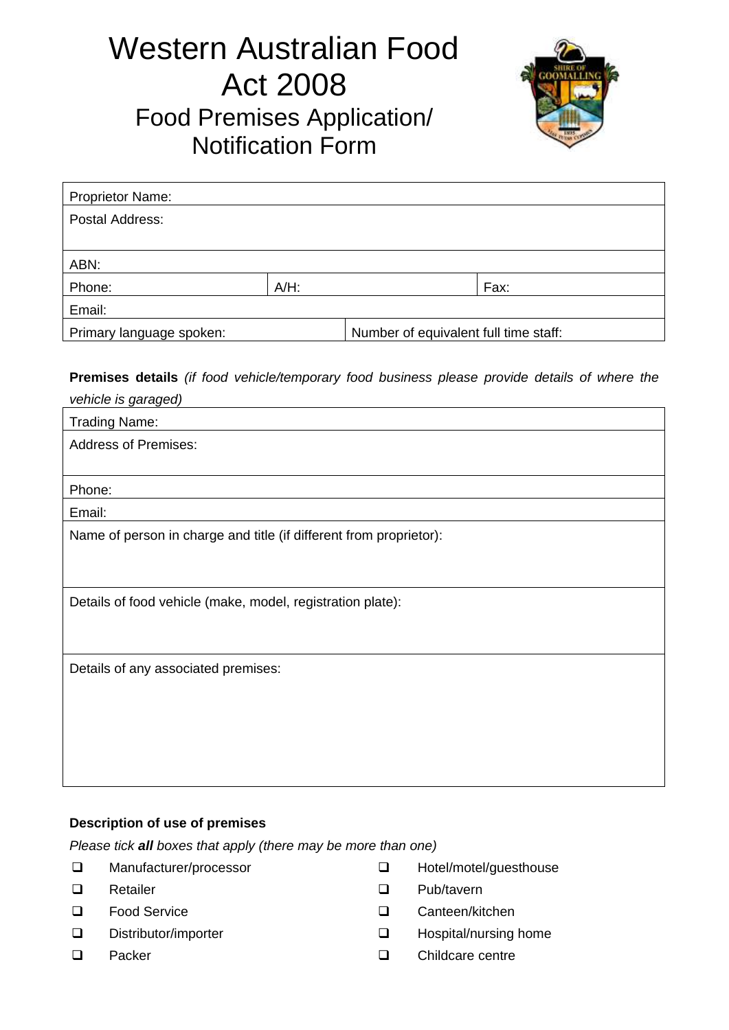# Western Australian Food Act 2008

## Food Premises Application/ Notification Form

| Proprietor Name: | | |
|---|---|---|
| Postal Address: | | |
| ABN: | | |
| Phone: | A/H: | Fax: |
| Email: | | |
| Primary language spoken: | Number of equivalent full time staff: | |

**Premises details** *(if food vehicle/temporary food business please provide details of where the vehicle is garaged)*

| Trading Name: |
|---|
| Address of Premises: |
| Phone: |
| Email: |
| Name of person in charge and title (if different from proprietor): |
| Details of food vehicle (make, model, registration plate): |
| Details of any associated premises: |

**Description of use of premises**

*Please tick **all** boxes that apply (there may be more than one)*

- ❑ Manufacturer/processor
- ❑ Retailer
- ❑ Food Service
- ❑ Distributor/importer
- ❑ Packer
- ❑ Hotel/motel/guesthouse
- ❑ Pub/tavern
- ❑ Canteen/kitchen
- ❑ Hospital/nursing home
- ❑ Childcare centre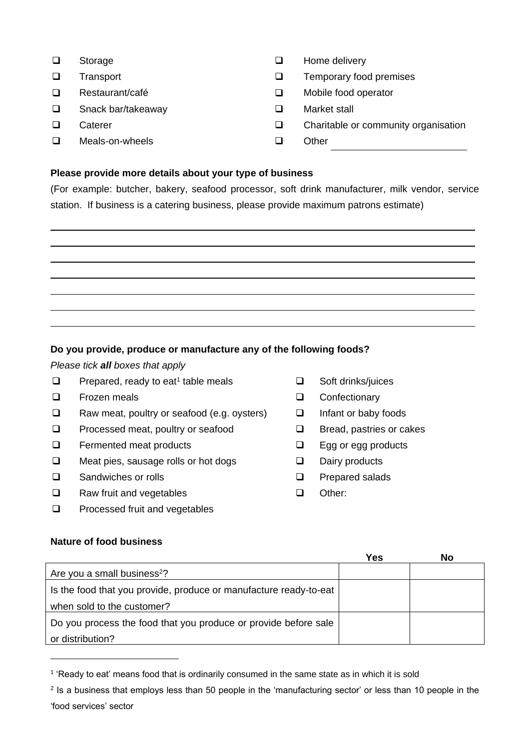- ☐ Storage
- ☐ Transport
- ☐ Restaurant/café
- ☐ Snack bar/takeaway
- ☐ Caterer
- ☐ Meals-on-wheels
- ☐ Home delivery
- ☐ Temporary food premises
- ☐ Mobile food operator
- ☐ Market stall
- ☐ Charitable or community organisation
- ☐ Other ____________________

**Please provide more details about your type of business**

(For example: butcher, bakery, seafood processor, soft drink manufacturer, milk vendor, service station. If business is a catering business, please provide maximum patrons estimate)

______________________________________________________________________

______________________________________________________________________

______________________________________________________________________

______________________________________________________________________

______________________________________________________________________

______________________________________________________________________

______________________________________________________________________

**Do you provide, produce or manufacture any of the following foods?**

*Please tick **all** boxes that apply*

- ☐ Prepared, ready to eat[1] table meals
- ☐ Frozen meals
- ☐ Raw meat, poultry or seafood (e.g. oysters)
- ☐ Processed meat, poultry or seafood
- ☐ Fermented meat products
- ☐ Meat pies, sausage rolls or hot dogs
- ☐ Sandwiches or rolls
- ☐ Raw fruit and vegetables
- ☐ Processed fruit and vegetables
- ☐ Soft drinks/juices
- ☐ Confectionary
- ☐ Infant or baby foods
- ☐ Bread, pastries or cakes
- ☐ Egg or egg products
- ☐ Dairy products
- ☐ Prepared salads
- ☐ Other:

**Nature of food business**

| | Yes | No |
|---|---|---|
| Are you a small business[2]? | | |
| Is the food that you provide, produce or manufacture ready-to-eat when sold to the customer? | | |
| Do you process the food that you produce or provide before sale or distribution? | | |

[1] 'Ready to eat' means food that is ordinarily consumed in the same state as in which it is sold

[2] Is a business that employs less than 50 people in the 'manufacturing sector' or less than 10 people in the 'food services' sector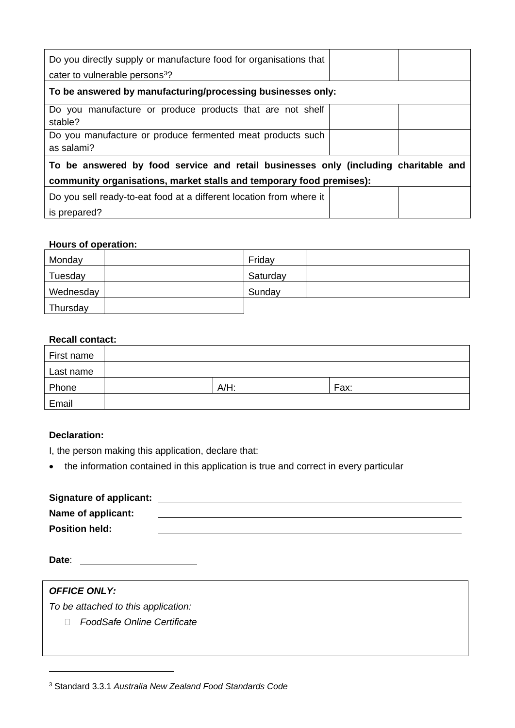| | | |
|---|---|---|
| Do you directly supply or manufacture food for organisations that cater to vulnerable persons[3]? | | |
| **To be answered by manufacturing/processing businesses only:** | | |
| Do you manufacture or produce products that are not shelf stable? | | |
| Do you manufacture or produce fermented meat products such as salami? | | |
| **To be answered by food service and retail businesses only (including charitable and community organisations, market stalls and temporary food premises):** | | |
| Do you sell ready-to-eat food at a different location from where it is prepared? | | |

**Hours of operation:**

| | | | |
|---|---|---|---|
| Monday | | Friday | |
| Tuesday | | Saturday | |
| Wednesday | | Sunday | |
| Thursday | | | |

**Recall contact:**

| | | | |
|---|---|---|---|
| First name | | | |
| Last name | | | |
| Phone | | A/H: | Fax: |
| Email | | | |

**Declaration:**

I, the person making this application, declare that:

- the information contained in this application is true and correct in every particular

**Signature of applicant:** ______________________________

**Name of applicant:** ______________________________

**Position held:** ______________________________

**Date**: ____________________

***OFFICE ONLY:***

*To be attached to this application:*

- ☐ *FoodSafe Online Certificate*

[3] Standard 3.3.1 *Australia New Zealand Food Standards Code*